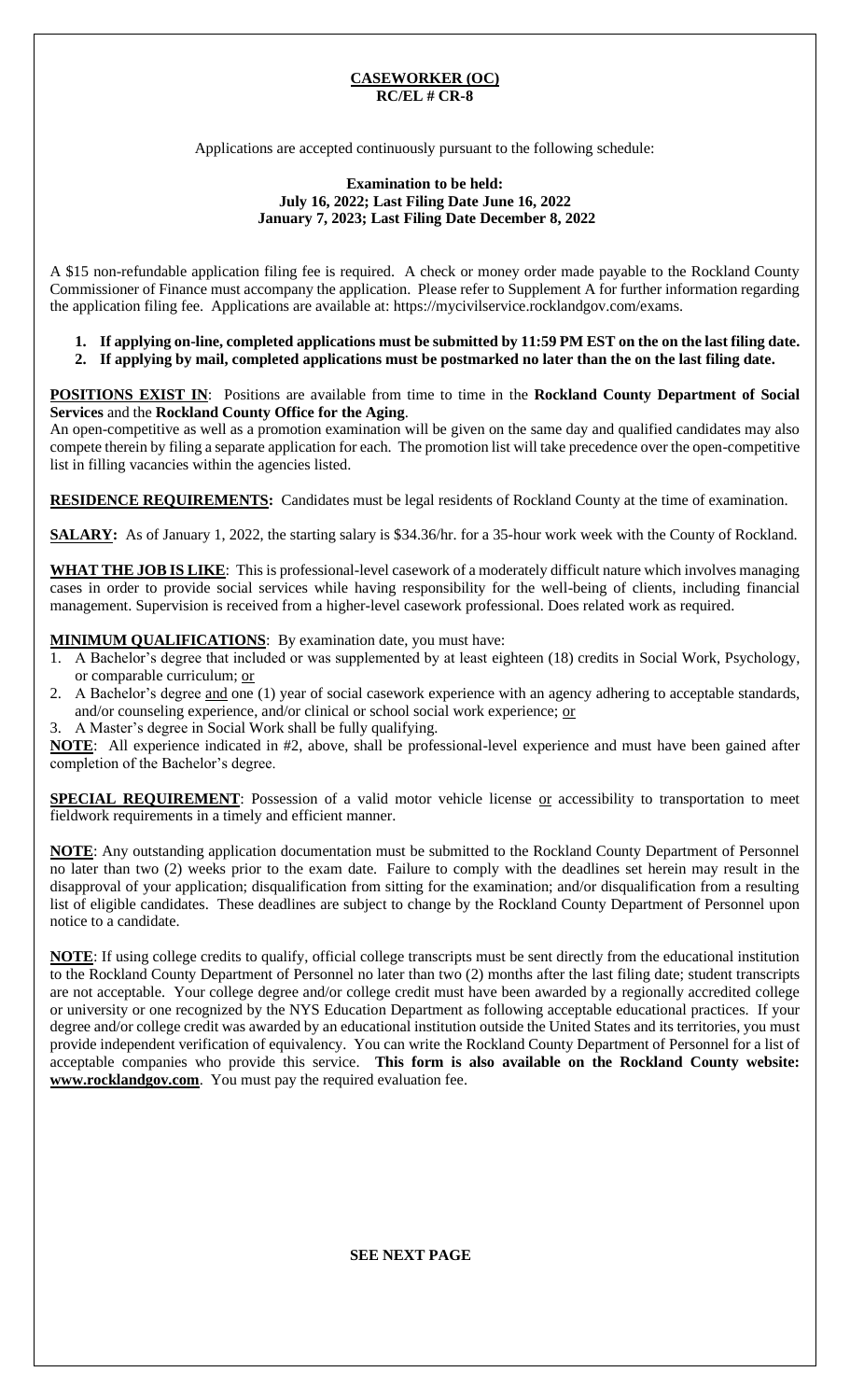# CASEWORKER (OC)
**RC/EL # CR-8**

Applications are accepted continuously pursuant to the following schedule:

**Examination to be held:**
**July 16, 2022; Last Filing Date June 16, 2022**
**January 7, 2023; Last Filing Date December 8, 2022**

A $15 non-refundable application filing fee is required. A check or money order made payable to the Rockland County Commissioner of Finance must accompany the application. Please refer to Supplement A for further information regarding the application filing fee. Applications are available at: https://mycivilservice.rocklandgov.com/exams.

1. **If applying on-line, completed applications must be submitted by 11:59 PM EST on the on the last filing date.**
2. **If applying by mail, completed applications must be postmarked no later than the on the last filing date.**

**POSITIONS EXIST IN**: Positions are available from time to time in the **Rockland County Department of Social Services** and the **Rockland County Office for the Aging**.
An open-competitive as well as a promotion examination will be given on the same day and qualified candidates may also compete therein by filing a separate application for each. The promotion list will take precedence over the open-competitive list in filling vacancies within the agencies listed.

**RESIDENCE REQUIREMENTS:** Candidates must be legal residents of Rockland County at the time of examination.

**SALARY:** As of January 1, 2022, the starting salary is $34.36/hr. for a 35-hour work week with the County of Rockland.

**WHAT THE JOB IS LIKE**: This is professional-level casework of a moderately difficult nature which involves managing cases in order to provide social services while having responsibility for the well-being of clients, including financial management. Supervision is received from a higher-level casework professional. Does related work as required.

**MINIMUM QUALIFICATIONS**: By examination date, you must have:

1. A Bachelor's degree that included or was supplemented by at least eighteen (18) credits in Social Work, Psychology, or comparable curriculum; or
2. A Bachelor's degree and one (1) year of social casework experience with an agency adhering to acceptable standards, and/or counseling experience, and/or clinical or school social work experience; or
3. A Master's degree in Social Work shall be fully qualifying.

**NOTE**: All experience indicated in #2, above, shall be professional-level experience and must have been gained after completion of the Bachelor's degree.

**SPECIAL REQUIREMENT**: Possession of a valid motor vehicle license or accessibility to transportation to meet fieldwork requirements in a timely and efficient manner.

**NOTE**: Any outstanding application documentation must be submitted to the Rockland County Department of Personnel no later than two (2) weeks prior to the exam date. Failure to comply with the deadlines set herein may result in the disapproval of your application; disqualification from sitting for the examination; and/or disqualification from a resulting list of eligible candidates. These deadlines are subject to change by the Rockland County Department of Personnel upon notice to a candidate.

**NOTE**: If using college credits to qualify, official college transcripts must be sent directly from the educational institution to the Rockland County Department of Personnel no later than two (2) months after the last filing date; student transcripts are not acceptable. Your college degree and/or college credit must have been awarded by a regionally accredited college or university or one recognized by the NYS Education Department as following acceptable educational practices. If your degree and/or college credit was awarded by an educational institution outside the United States and its territories, you must provide independent verification of equivalency. You can write the Rockland County Department of Personnel for a list of acceptable companies who provide this service. **This form is also available on the Rockland County website: www.rocklandgov.com**. You must pay the required evaluation fee.

**SEE NEXT PAGE**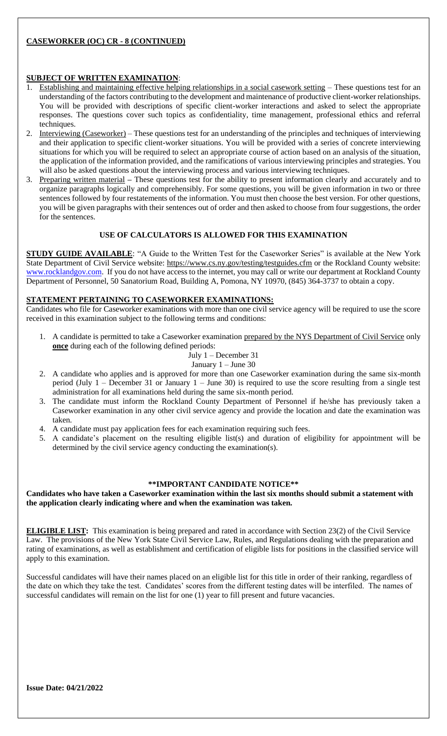**CASEWORKER (OC) CR - 8 (CONTINUED)**

**SUBJECT OF WRITTEN EXAMINATION**:

1. Establishing and maintaining effective helping relationships in a social casework setting – These questions test for an understanding of the factors contributing to the development and maintenance of productive client-worker relationships. You will be provided with descriptions of specific client-worker interactions and asked to select the appropriate responses. The questions cover such topics as confidentiality, time management, professional ethics and referral techniques.
2. Interviewing (Caseworker) – These questions test for an understanding of the principles and techniques of interviewing and their application to specific client-worker situations. You will be provided with a series of concrete interviewing situations for which you will be required to select an appropriate course of action based on an analysis of the situation, the application of the information provided, and the ramifications of various interviewing principles and strategies. You will also be asked questions about the interviewing process and various interviewing techniques.
3. Preparing written material – These questions test for the ability to present information clearly and accurately and to organize paragraphs logically and comprehensibly. For some questions, you will be given information in two or three sentences followed by four restatements of the information. You must then choose the best version. For other questions, you will be given paragraphs with their sentences out of order and then asked to choose from four suggestions, the order for the sentences.

**USE OF CALCULATORS IS ALLOWED FOR THIS EXAMINATION**

**STUDY GUIDE AVAILABLE**: "A Guide to the Written Test for the Caseworker Series" is available at the New York State Department of Civil Service website: https://www.cs.ny.gov/testing/testguides.cfm or the Rockland County website: www.rocklandgov.com. If you do not have access to the internet, you may call or write our department at Rockland County Department of Personnel, 50 Sanatorium Road, Building A, Pomona, NY 10970, (845) 364-3737 to obtain a copy.

**STATEMENT PERTAINING TO CASEWORKER EXAMINATIONS:**

Candidates who file for Caseworker examinations with more than one civil service agency will be required to use the score received in this examination subject to the following terms and conditions:

1. A candidate is permitted to take a Caseworker examination prepared by the NYS Department of Civil Service only **once** during each of the following defined periods:

   July 1 – December 31

   January 1 – June 30
2. A candidate who applies and is approved for more than one Caseworker examination during the same six-month period (July 1 – December 31 or January 1 – June 30) is required to use the score resulting from a single test administration for all examinations held during the same six-month period.
3. The candidate must inform the Rockland County Department of Personnel if he/she has previously taken a Caseworker examination in any other civil service agency and provide the location and date the examination was taken.
4. A candidate must pay application fees for each examination requiring such fees.
5. A candidate's placement on the resulting eligible list(s) and duration of eligibility for appointment will be determined by the civil service agency conducting the examination(s).

**\*\*IMPORTANT CANDIDATE NOTICE\*\***

**Candidates who have taken a Caseworker examination within the last six months should submit a statement with the application clearly indicating where and when the examination was taken.**

**ELIGIBLE LIST:** This examination is being prepared and rated in accordance with Section 23(2) of the Civil Service Law. The provisions of the New York State Civil Service Law, Rules, and Regulations dealing with the preparation and rating of examinations, as well as establishment and certification of eligible lists for positions in the classified service will apply to this examination.

Successful candidates will have their names placed on an eligible list for this title in order of their ranking, regardless of the date on which they take the test. Candidates' scores from the different testing dates will be interfiled. The names of successful candidates will remain on the list for one (1) year to fill present and future vacancies.

**Issue Date: 04/21/2022**